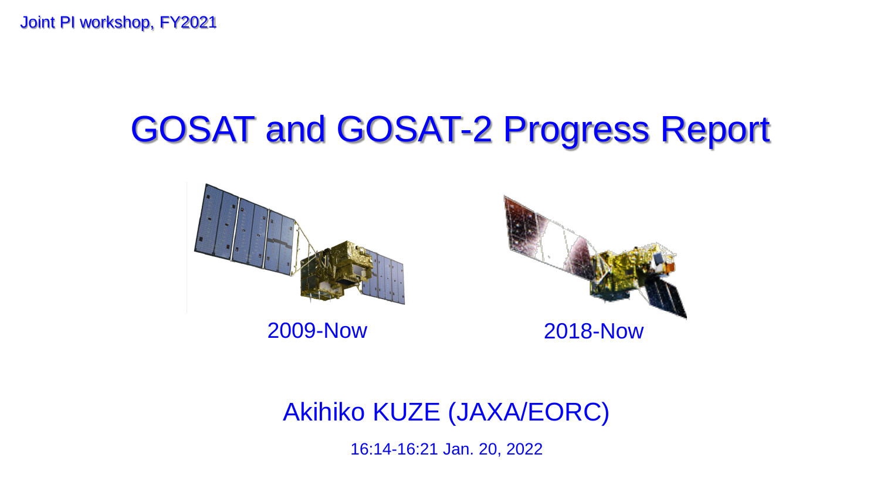Joint PI workshop, FY2021

# GOSAT and GOSAT-2 Progress Report

2009-Now

2018-Now

Akihiko KUZE (JAXA/EORC)

16:14-16:21 Jan. 20, 2022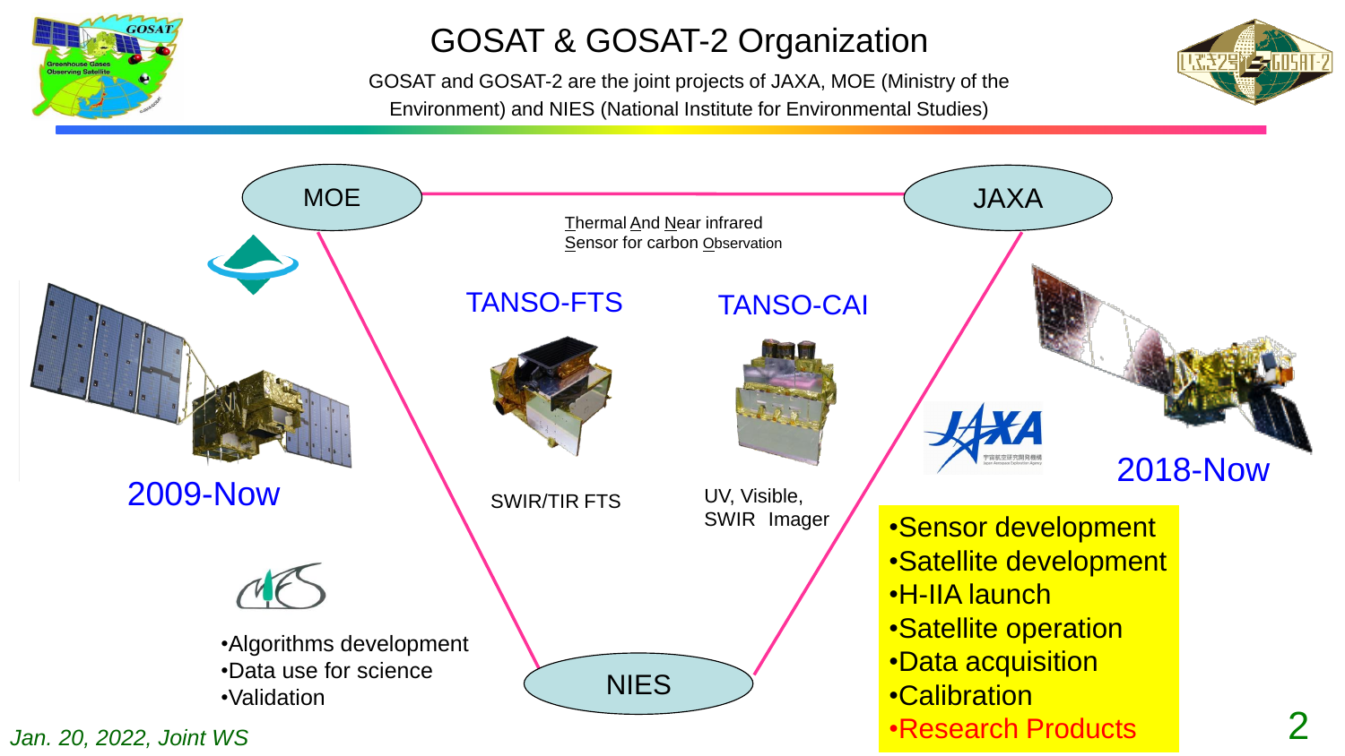# GOSAT & GOSAT-2 Organization

GOSAT and GOSAT-2 are the joint projects of JAXA, MOE (Ministry of the Environment) and NIES (National Institute for Environmental Studies)

MOE

JAXA

NIES

Thermal And Near infrared Sensor for carbon Observation

TANSO-FTS

SWIR/TIR FTS

TANSO-CAI

UV, Visible, SWIR Imager

2009-Now

2018-Now

- Algorithms development
- Data use for science
- Validation

- Sensor development
- Satellite development
- H-IIA launch
- Satellite operation
- Data acquisition
- Calibration
- Research Products

*Jan. 20, 2022, Joint WS*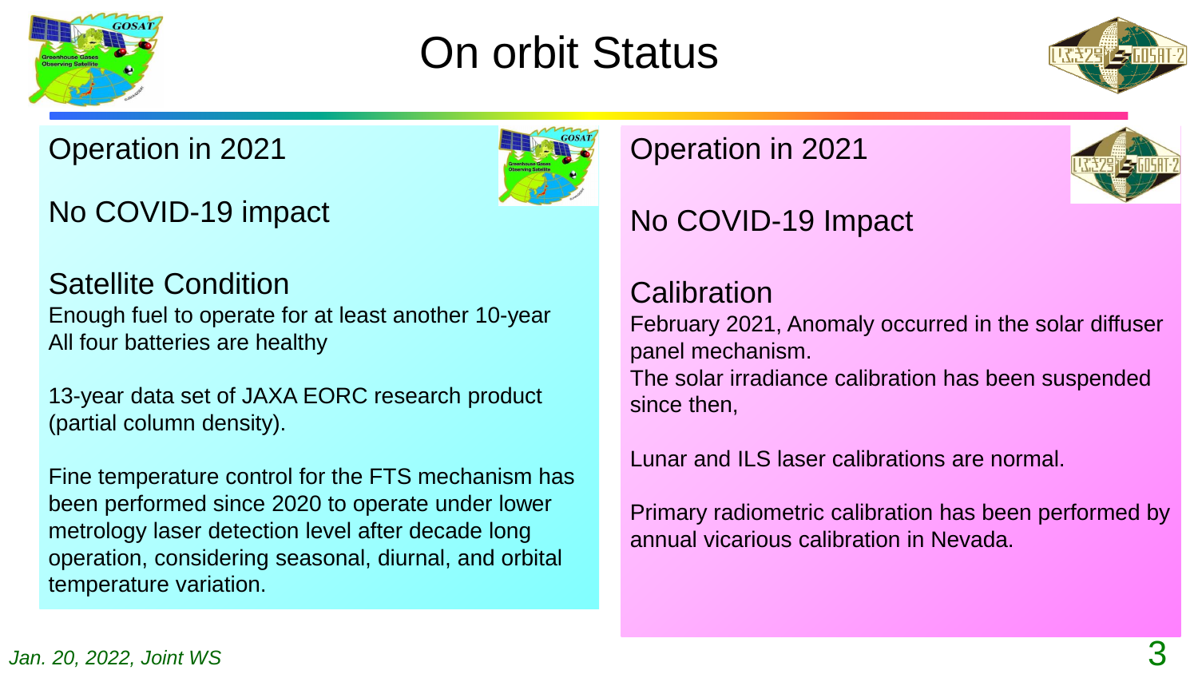# On orbit Status

## Operation in 2021

No COVID-19 impact

### Satellite Condition

Enough fuel to operate for at least another 10-year
All four batteries are healthy

13-year data set of JAXA EORC research product (partial column density).

Fine temperature control for the FTS mechanism has been performed since 2020 to operate under lower metrology laser detection level after decade long operation, considering seasonal, diurnal, and orbital temperature variation.

## Operation in 2021

No COVID-19 Impact

### Calibration

February 2021, Anomaly occurred in the solar diffuser panel mechanism.
The solar irradiance calibration has been suspended since then,

Lunar and ILS laser calibrations are normal.

Primary radiometric calibration has been performed by annual vicarious calibration in Nevada.

*Jan. 20, 2022, Joint WS*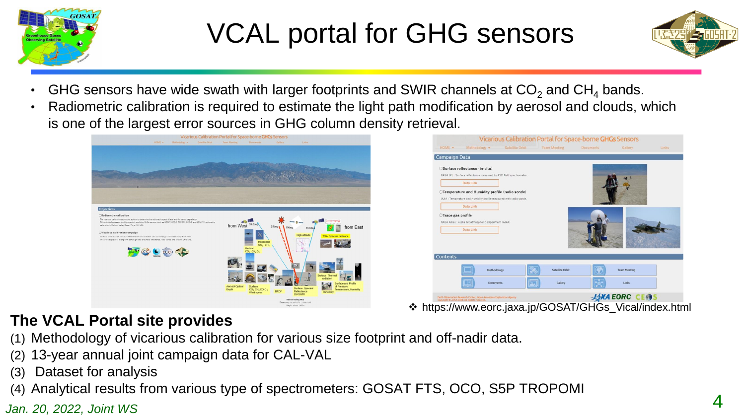# VCAL portal for GHG sensors

- GHG sensors have wide swath with larger footprints and SWIR channels at $CO_2$ and $CH_4$ bands.
- Radiometric calibration is required to estimate the light path modification by aerosol and clouds, which is one of the largest error sources in GHG column density retrieval.

❖ https://www.eorc.jaxa.jp/GOSAT/GHGs_Vical/index.html

**The VCAL Portal site provides**

(1) Methodology of vicarious calibration for various size footprint and off-nadir data.
(2) 13-year annual joint campaign data for CAL-VAL
(3) Dataset for analysis
(4) Analytical results from various type of spectrometers: GOSAT FTS, OCO, S5P TROPOMI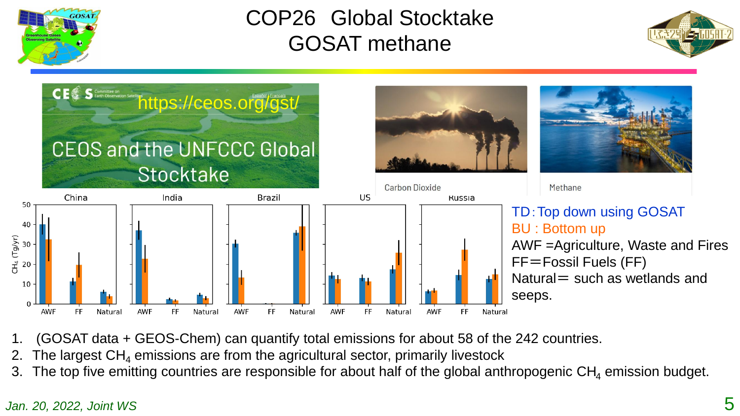# COP26 Global Stocktake
# GOSAT methane

CEOS and the UNFCCC Global Stocktake

https://ceos.org/gst/

Carbon Dioxide

Methane

TD: Top down using GOSAT
BU : Bottom up
AWF =Agriculture, Waste and Fires
FF=Fossil Fuels (FF)
Natural= such as wetlands and seeps.

1. (GOSAT data + GEOS-Chem) can quantify total emissions for about 58 of the 242 countries.
2. The largest $CH_4$ emissions are from the agricultural sector, primarily livestock
3. The top five emitting countries are responsible for about half of the global anthropogenic $CH_4$ emission budget.

*Jan. 20, 2022, Joint WS*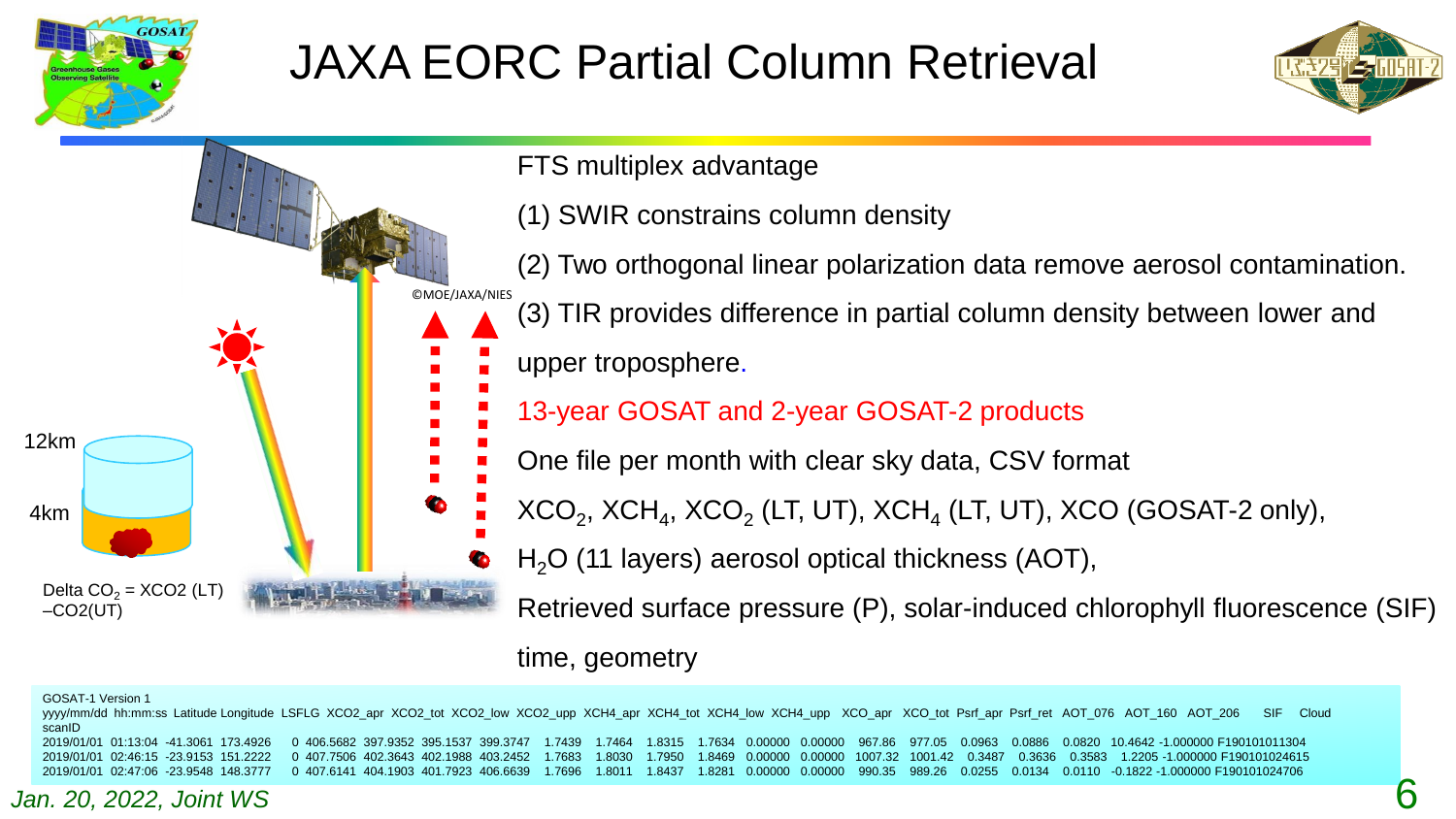# JAXA EORC Partial Column Retrieval

12km

4km

Delta $CO_2$ = XCO2 (LT) –CO2(UT)

©MOE/JAXA/NIES

FTS multiplex advantage

(1) SWIR constrains column density

(2) Two orthogonal linear polarization data remove aerosol contamination.

(3) TIR provides difference in partial column density between lower and upper troposphere.

13-year GOSAT and 2-year GOSAT-2 products

One file per month with clear sky data, CSV format

$XCO_2$, $XCH_4$, $XCO_2$ (LT, UT), $XCH_4$ (LT, UT), XCO (GOSAT-2 only), $H_2O$ (11 layers) aerosol optical thickness (AOT),

Retrieved surface pressure (P), solar-induced chlorophyll fluorescence (SIF) time, geometry

GOSAT-1 Version 1

| yyyy/mm/dd | hh:mm:ss | Latitude | Longitude | LSFLG | XCO2_apr | XCO2_tot | XCO2_low | XCO2_upp | XCH4_apr | XCH4_tot | XCH4_low | XCH4_upp | XCO_apr | XCO_tot | Psrf_apr | Psrf_ret | AOT_076 | AOT_160 | AOT_206 | SIF | Cloud | scanID |
|---|---|---|---|---|---|---|---|---|---|---|---|---|---|---|---|---|---|---|---|---|---|---|
| 2019/01/01 | 01:13:04 | -41.3061 | 173.4926 | 0 | 406.5682 | 397.9352 | 395.1537 | 399.3747 | 1.7439 | 1.7464 | 1.8315 | 1.7634 | 0.00000 | 0.00000 | 967.86 | 977.05 | 0.0963 | 0.0886 | 0.0820 | 10.4642 | -1.000000 | F190101011304 |
| 2019/01/01 | 02:46:15 | -23.9153 | 151.2222 | 0 | 407.7506 | 402.3643 | 402.1988 | 403.2452 | 1.7683 | 1.8030 | 1.7950 | 1.8469 | 0.00000 | 0.00000 | 1007.32 | 1001.42 | 0.3487 | 0.3636 | 0.3583 | 1.2205 | -1.000000 | F190101024615 |
| 2019/01/01 | 02:47:06 | -23.9548 | 148.3777 | 0 | 407.6141 | 404.1903 | 401.7923 | 406.6639 | 1.7696 | 1.8011 | 1.8437 | 1.8281 | 0.00000 | 0.00000 | 990.35 | 989.26 | 0.0255 | 0.0134 | 0.0110 | -0.1822 | -1.000000 | F190101024706 |

*Jan. 20, 2022, Joint WS*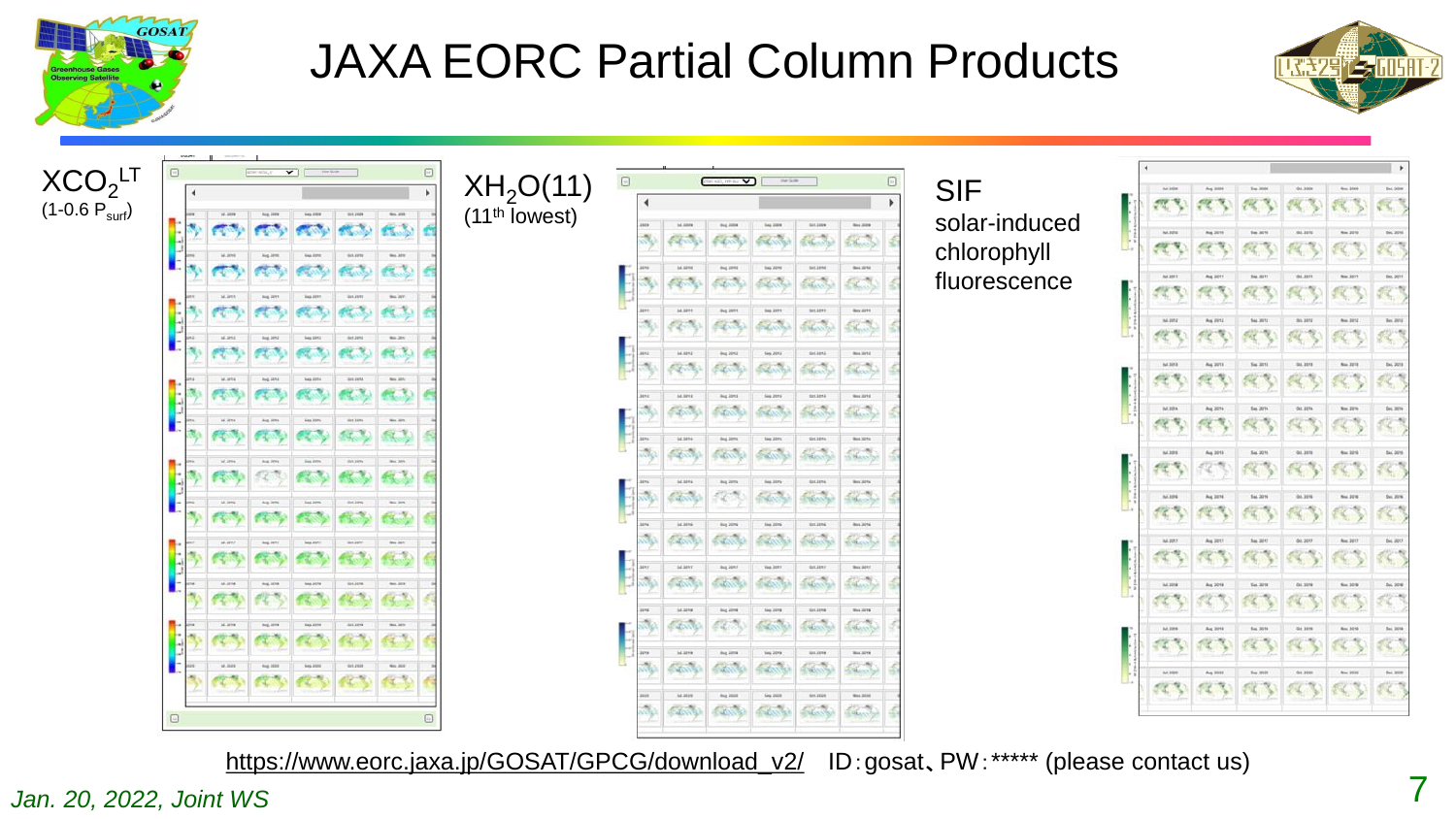# JAXA EORC Partial Column Products

$XCO_2^{LT}$
($1\text{-}0.6\ P_{surf}$)

$XH_2O(11)$
($11^{th}$ lowest)

SIF
solar-induced chlorophyll fluorescence

https://www.eorc.jaxa.jp/GOSAT/GPCG/download_v2/ ID：gosat、PW：***** (please contact us)

*Jan. 20, 2022, Joint WS*